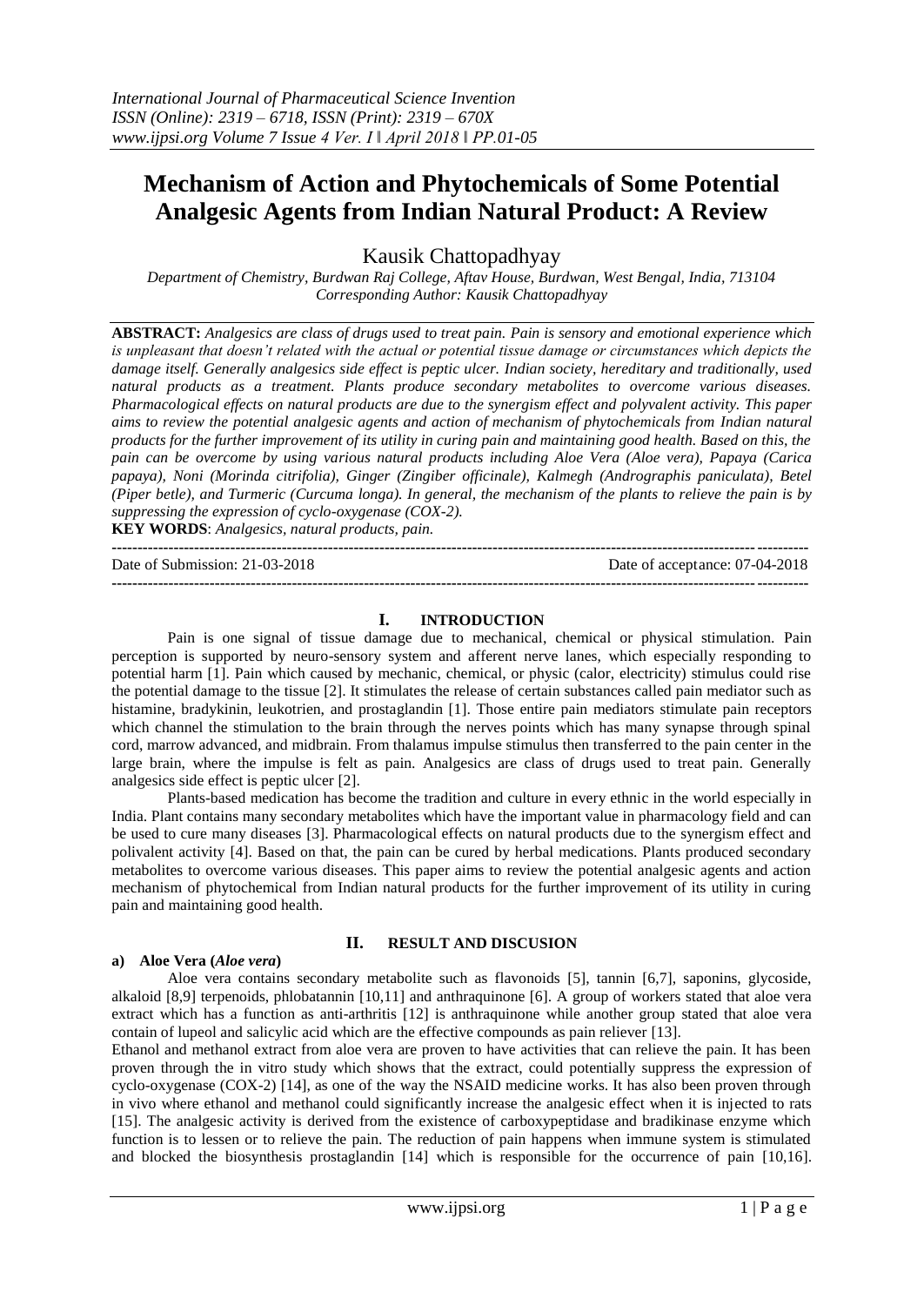# Mechanism of Action and Phytochemicals of Some Potential Analgesic Agents from Indian Natural Product: A Review

Kausik Chattopadhyay

*Department of Chemistry, Burdwan Raj College, Aftav House, Burdwan, West Bengal, India, 713104*
*Corresponding Author: Kausik Chattopadhyay*

**ABSTRACT:** *Analgesics are class of drugs used to treat pain. Pain is sensory and emotional experience which is unpleasant that doesn't related with the actual or potential tissue damage or circumstances which depicts the damage itself. Generally analgesics side effect is peptic ulcer. Indian society, hereditary and traditionally, used natural products as a treatment. Plants produce secondary metabolites to overcome various diseases. Pharmacological effects on natural products are due to the synergism effect and polyvalent activity. This paper aims to review the potential analgesic agents and action of mechanism of phytochemicals from Indian natural products for the further improvement of its utility in curing pain and maintaining good health. Based on this, the pain can be overcome by using various natural products including Aloe Vera (Aloe vera), Papaya (Carica papaya), Noni (Morinda citrifolia), Ginger (Zingiber officinale), Kalmegh (Andrographis paniculata), Betel (Piper betle), and Turmeric (Curcuma longa). In general, the mechanism of the plants to relieve the pain is by suppressing the expression of cyclo-oxygenase (COX-2).*

**KEY WORDS**: *Analgesics, natural products, pain.*

---

Date of Submission: 21-03-2018 | Date of acceptance: 07-04-2018

---

## I. INTRODUCTION

Pain is one signal of tissue damage due to mechanical, chemical or physical stimulation. Pain perception is supported by neuro-sensory system and afferent nerve lanes, which especially responding to potential harm [1]. Pain which caused by mechanic, chemical, or physic (calor, electricity) stimulus could rise the potential damage to the tissue [2]. It stimulates the release of certain substances called pain mediator such as histamine, bradykinin, leukotrien, and prostaglandin [1]. Those entire pain mediators stimulate pain receptors which channel the stimulation to the brain through the nerves points which has many synapse through spinal cord, marrow advanced, and midbrain. From thalamus impulse stimulus then transferred to the pain center in the large brain, where the impulse is felt as pain. Analgesics are class of drugs used to treat pain. Generally analgesics side effect is peptic ulcer [2].

Plants-based medication has become the tradition and culture in every ethnic in the world especially in India. Plant contains many secondary metabolites which have the important value in pharmacology field and can be used to cure many diseases [3]. Pharmacological effects on natural products due to the synergism effect and polivalent activity [4]. Based on that, the pain can be cured by herbal medications. Plants produced secondary metabolites to overcome various diseases. This paper aims to review the potential analgesic agents and action mechanism of phytochemical from Indian natural products for the further improvement of its utility in curing pain and maintaining good health.

## II. RESULT AND DISCUSION

### a) Aloe Vera (*Aloe vera*)

Aloe vera contains secondary metabolite such as flavonoids [5], tannin [6,7], saponins, glycoside, alkaloid [8,9] terpenoids, phlobatannin [10,11] and anthraquinone [6]. A group of workers stated that aloe vera extract which has a function as anti-arthritis [12] is anthraquinone while another group stated that aloe vera contain of lupeol and salicylic acid which are the effective compounds as pain reliever [13].

Ethanol and methanol extract from aloe vera are proven to have activities that can relieve the pain. It has been proven through the in vitro study which shows that the extract, could potentially suppress the expression of cyclo-oxygenase (COX-2) [14], as one of the way the NSAID medicine works. It has also been proven through in vivo where ethanol and methanol could significantly increase the analgesic effect when it is injected to rats [15]. The analgesic activity is derived from the existence of carboxypeptidase and bradikinase enzyme which function is to lessen or to relieve the pain. The reduction of pain happens when immune system is stimulated and blocked the biosynthesis prostaglandin [14] which is responsible for the occurrence of pain [10,16].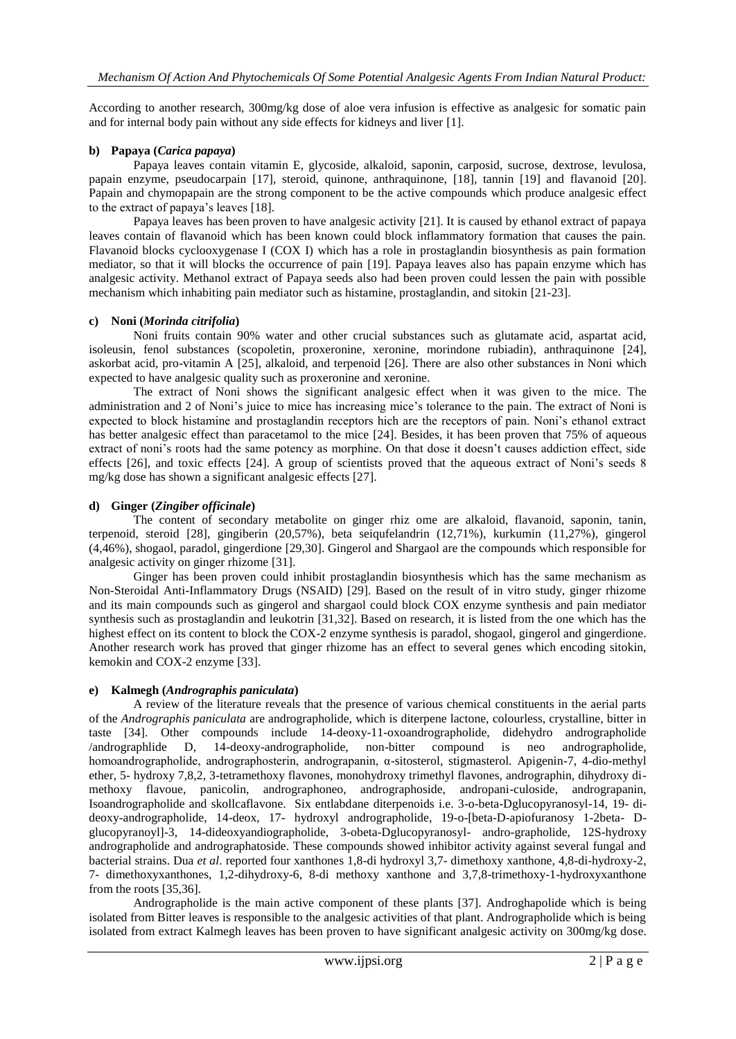According to another research, 300mg/kg dose of aloe vera infusion is effective as analgesic for somatic pain and for internal body pain without any side effects for kidneys and liver [1].

### b) Papaya (*Carica papaya*)

Papaya leaves contain vitamin E, glycoside, alkaloid, saponin, carposid, sucrose, dextrose, levulosa, papain enzyme, pseudocarpain [17], steroid, quinone, anthraquinone, [18], tannin [19] and flavanoid [20]. Papain and chymopapain are the strong component to be the active compounds which produce analgesic effect to the extract of papaya's leaves [18].

Papaya leaves has been proven to have analgesic activity [21]. It is caused by ethanol extract of papaya leaves contain of flavanoid which has been known could block inflammatory formation that causes the pain. Flavanoid blocks cyclooxygenase I (COX I) which has a role in prostaglandin biosynthesis as pain formation mediator, so that it will blocks the occurrence of pain [19]. Papaya leaves also has papain enzyme which has analgesic activity. Methanol extract of Papaya seeds also had been proven could lessen the pain with possible mechanism which inhabiting pain mediator such as histamine, prostaglandin, and sitokin [21-23].

### c) Noni (*Morinda citrifolia*)

Noni fruits contain 90% water and other crucial substances such as glutamate acid, aspartat acid, isoleusin, fenol substances (scopoletin, proxeronine, xeronine, morindone rubiadin), anthraquinone [24], askorbat acid, pro-vitamin A [25], alkaloid, and terpenoid [26]. There are also other substances in Noni which expected to have analgesic quality such as proxeronine and xeronine.

The extract of Noni shows the significant analgesic effect when it was given to the mice. The administration and 2 of Noni's juice to mice has increasing mice's tolerance to the pain. The extract of Noni is expected to block histamine and prostaglandin receptors hich are the receptors of pain. Noni's ethanol extract has better analgesic effect than paracetamol to the mice [24]. Besides, it has been proven that 75% of aqueous extract of noni's roots had the same potency as morphine. On that dose it doesn't causes addiction effect, side effects [26], and toxic effects [24]. A group of scientists proved that the aqueous extract of Noni's seeds 8 mg/kg dose has shown a significant analgesic effects [27].

### d) Ginger (*Zingiber officinale*)

The content of secondary metabolite on ginger rhiz ome are alkaloid, flavanoid, saponin, tanin, terpenoid, steroid [28], gingiberin (20,57%), beta seiqufelandrin (12,71%), kurkumin (11,27%), gingerol (4,46%), shogaol, paradol, gingerdione [29,30]. Gingerol and Shargaol are the compounds which responsible for analgesic activity on ginger rhizome [31].

Ginger has been proven could inhibit prostaglandin biosynthesis which has the same mechanism as Non-Steroidal Anti-Inflammatory Drugs (NSAID) [29]. Based on the result of in vitro study, ginger rhizome and its main compounds such as gingerol and shargaol could block COX enzyme synthesis and pain mediator synthesis such as prostaglandin and leukotrin [31,32]. Based on research, it is listed from the one which has the highest effect on its content to block the COX-2 enzyme synthesis is paradol, shogaol, gingerol and gingerdione. Another research work has proved that ginger rhizome has an effect to several genes which encoding sitokin, kemokin and COX-2 enzyme [33].

### e) Kalmegh (*Andrographis paniculata*)

A review of the literature reveals that the presence of various chemical constituents in the aerial parts of the *Andrographis paniculata* are andrographolide, which is diterpene lactone, colourless, crystalline, bitter in taste [34]. Other compounds include 14-deoxy-11-oxoandrographolide, didehydro andrographolide /andrographlide D, 14-deoxy-andrographolide, non-bitter compound is neo andrographolide, homoandrographolide, andrographosterin, andrograpanin, α-sitosterol, stigmasterol. Apigenin-7, 4-dio-methyl ether, 5- hydroxy 7,8,2, 3-tetramethoxy flavones, monohydroxy trimethyl flavones, andrographin, dihydroxy di-methoxy flavoue, panicolin, andrographoneo, andrographoside, andropani-culoside, andrograpanin, Isoandrographolide and skollcaflavone. Six entlabdane diterpenoids i.e. 3-o-beta-Dglucopyranosyl-14, 19- di-deoxy-andrographolide, 14-deox, 17- hydroxyl andrographolide, 19-o-[beta-D-apiofuranosy 1-2beta- D-glucopyranoyl]-3, 14-dideoxyandiographolide, 3-obeta-Dglucopyranosyl- andro-grapholide, 12S-hydroxy andrographolide and andrographatoside. These compounds showed inhibitor activity against several fungal and bacterial strains. Dua *et al*. reported four xanthones 1,8-di hydroxyl 3,7- dimethoxy xanthone, 4,8-di-hydroxy-2, 7- dimethoxyxanthones, 1,2-dihydroxy-6, 8-di methoxy xanthone and 3,7,8-trimethoxy-1-hydroxyxanthone from the roots [35,36].

Andrographolide is the main active component of these plants [37]. Androghapolide which is being isolated from Bitter leaves is responsible to the analgesic activities of that plant. Andrographolide which is being isolated from extract Kalmegh leaves has been proven to have significant analgesic activity on 300mg/kg dose.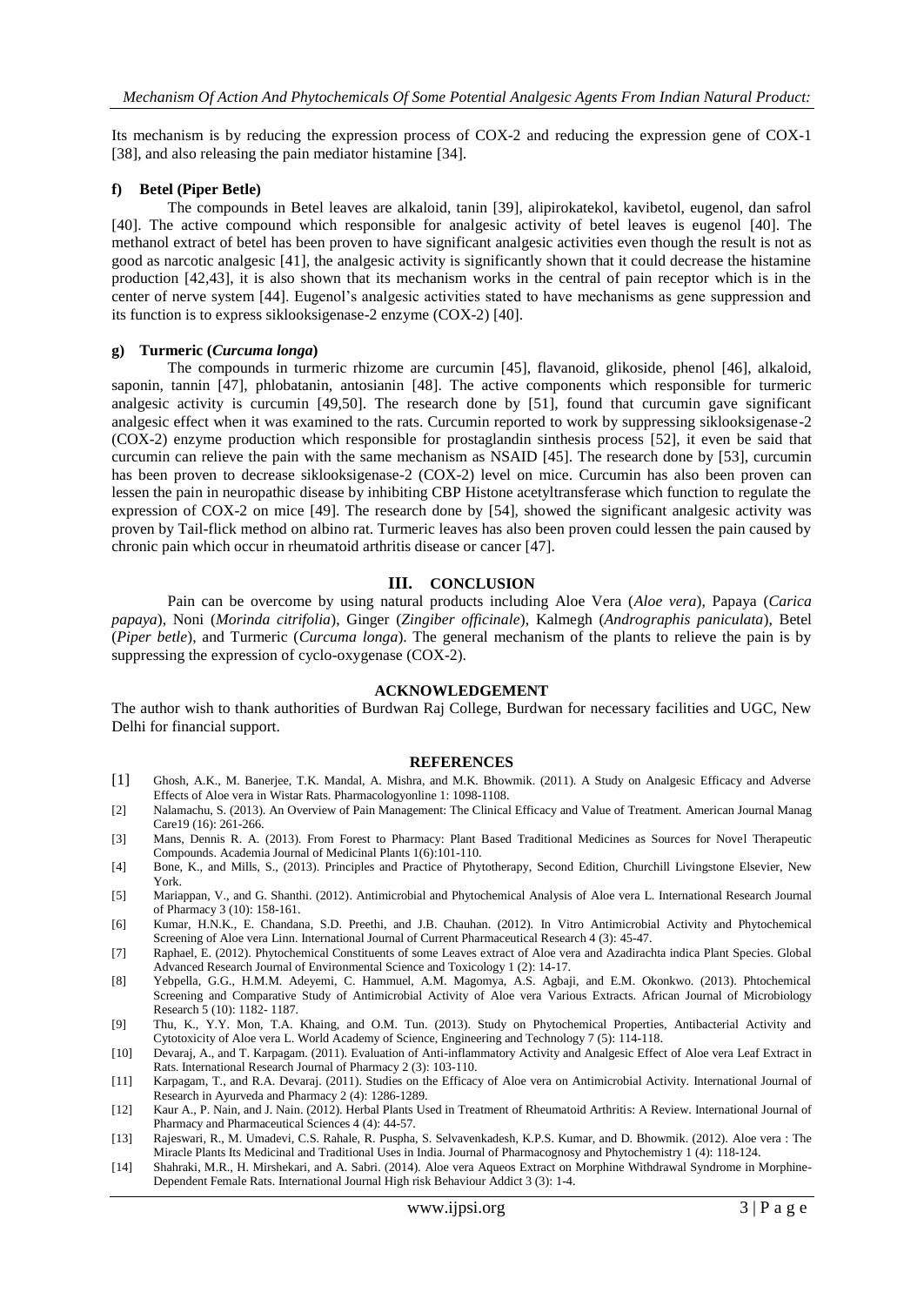Its mechanism is by reducing the expression process of COX-2 and reducing the expression gene of COX-1 [38], and also releasing the pain mediator histamine [34].

#### f) Betel (Piper Betle)

The compounds in Betel leaves are alkaloid, tanin [39], alipirokatekol, kavibetol, eugenol, dan safrol [40]. The active compound which responsible for analgesic activity of betel leaves is eugenol [40]. The methanol extract of betel has been proven to have significant analgesic activities even though the result is not as good as narcotic analgesic [41], the analgesic activity is significantly shown that it could decrease the histamine production [42,43], it is also shown that its mechanism works in the central of pain receptor which is in the center of nerve system [44]. Eugenol's analgesic activities stated to have mechanisms as gene suppression and its function is to express siklooksigenase-2 enzyme (COX-2) [40].

#### g) Turmeric (*Curcuma longa*)

The compounds in turmeric rhizome are curcumin [45], flavanoid, glikoside, phenol [46], alkaloid, saponin, tannin [47], phlobatanin, antosianin [48]. The active components which responsible for turmeric analgesic activity is curcumin [49,50]. The research done by [51], found that curcumin gave significant analgesic effect when it was examined to the rats. Curcumin reported to work by suppressing siklooksigenase-2 (COX-2) enzyme production which responsible for prostaglandin sinthesis process [52], it even be said that curcumin can relieve the pain with the same mechanism as NSAID [45]. The research done by [53], curcumin has been proven to decrease siklooksigenase-2 (COX-2) level on mice. Curcumin has also been proven can lessen the pain in neuropathic disease by inhibiting CBP Histone acetyltransferase which function to regulate the expression of COX-2 on mice [49]. The research done by [54], showed the significant analgesic activity was proven by Tail-flick method on albino rat. Turmeric leaves has also been proven could lessen the pain caused by chronic pain which occur in rheumatoid arthritis disease or cancer [47].

## III. CONCLUSION

Pain can be overcome by using natural products including Aloe Vera (*Aloe vera*), Papaya (*Carica papaya*), Noni (*Morinda citrifolia*), Ginger (*Zingiber officinale*), Kalmegh (*Andrographis paniculata*), Betel (*Piper betle*), and Turmeric (*Curcuma longa*). The general mechanism of the plants to relieve the pain is by suppressing the expression of cyclo-oxygenase (COX-2).

## ACKNOWLEDGEMENT

The author wish to thank authorities of Burdwan Raj College, Burdwan for necessary facilities and UGC, New Delhi for financial support.

## REFERENCES

[1] Ghosh, A.K., M. Banerjee, T.K. Mandal, A. Mishra, and M.K. Bhowmik. (2011). A Study on Analgesic Efficacy and Adverse Effects of Aloe vera in Wistar Rats. Pharmacologyonline 1: 1098-1108.

[2] Nalamachu, S. (2013). An Overview of Pain Management: The Clinical Efficacy and Value of Treatment. American Journal Manag Care19 (16): 261-266.

[3] Mans, Dennis R. A. (2013). From Forest to Pharmacy: Plant Based Traditional Medicines as Sources for Novel Therapeutic Compounds. Academia Journal of Medicinal Plants 1(6):101-110.

[4] Bone, K., and Mills, S., (2013). Principles and Practice of Phytotherapy, Second Edition, Churchill Livingstone Elsevier, New York.

[5] Mariappan, V., and G. Shanthi. (2012). Antimicrobial and Phytochemical Analysis of Aloe vera L. International Research Journal of Pharmacy 3 (10): 158-161.

[6] Kumar, H.N.K., E. Chandana, S.D. Preethi, and J.B. Chauhan. (2012). In Vitro Antimicrobial Activity and Phytochemical Screening of Aloe vera Linn. International Journal of Current Pharmaceutical Research 4 (3): 45-47.

[7] Raphael, E. (2012). Phytochemical Constituents of some Leaves extract of Aloe vera and Azadirachta indica Plant Species. Global Advanced Research Journal of Environmental Science and Toxicology 1 (2): 14-17.

[8] Yebpella, G.G., H.M.M. Adeyemi, C. Hammuel, A.M. Magomya, A.S. Agbaji, and E.M. Okonkwo. (2013). Phtochemical Screening and Comparative Study of Antimicrobial Activity of Aloe vera Various Extracts. African Journal of Microbiology Research 5 (10): 1182- 1187.

[9] Thu, K., Y.Y. Mon, T.A. Khaing, and O.M. Tun. (2013). Study on Phytochemical Properties, Antibacterial Activity and Cytotoxicity of Aloe vera L. World Academy of Science, Engineering and Technology 7 (5): 114-118.

[10] Devaraj, A., and T. Karpagam. (2011). Evaluation of Anti-inflammatory Activity and Analgesic Effect of Aloe vera Leaf Extract in Rats. International Research Journal of Pharmacy 2 (3): 103-110.

[11] Karpagam, T., and R.A. Devaraj. (2011). Studies on the Efficacy of Aloe vera on Antimicrobial Activity. International Journal of Research in Ayurveda and Pharmacy 2 (4): 1286-1289.

[12] Kaur A., P. Nain, and J. Nain. (2012). Herbal Plants Used in Treatment of Rheumatoid Arthritis: A Review. International Journal of Pharmacy and Pharmaceutical Sciences 4 (4): 44-57.

[13] Rajeswari, R., M. Umadevi, C.S. Rahale, R. Puspha, S. Selvavenkadesh, K.P.S. Kumar, and D. Bhowmik. (2012). Aloe vera : The Miracle Plants Its Medicinal and Traditional Uses in India. Journal of Pharmacognosy and Phytochemistry 1 (4): 118-124.

[14] Shahraki, M.R., H. Mirshekari, and A. Sabri. (2014). Aloe vera Aqueos Extract on Morphine Withdrawal Syndrome in Morphine-Dependent Female Rats. International Journal High risk Behaviour Addict 3 (3): 1-4.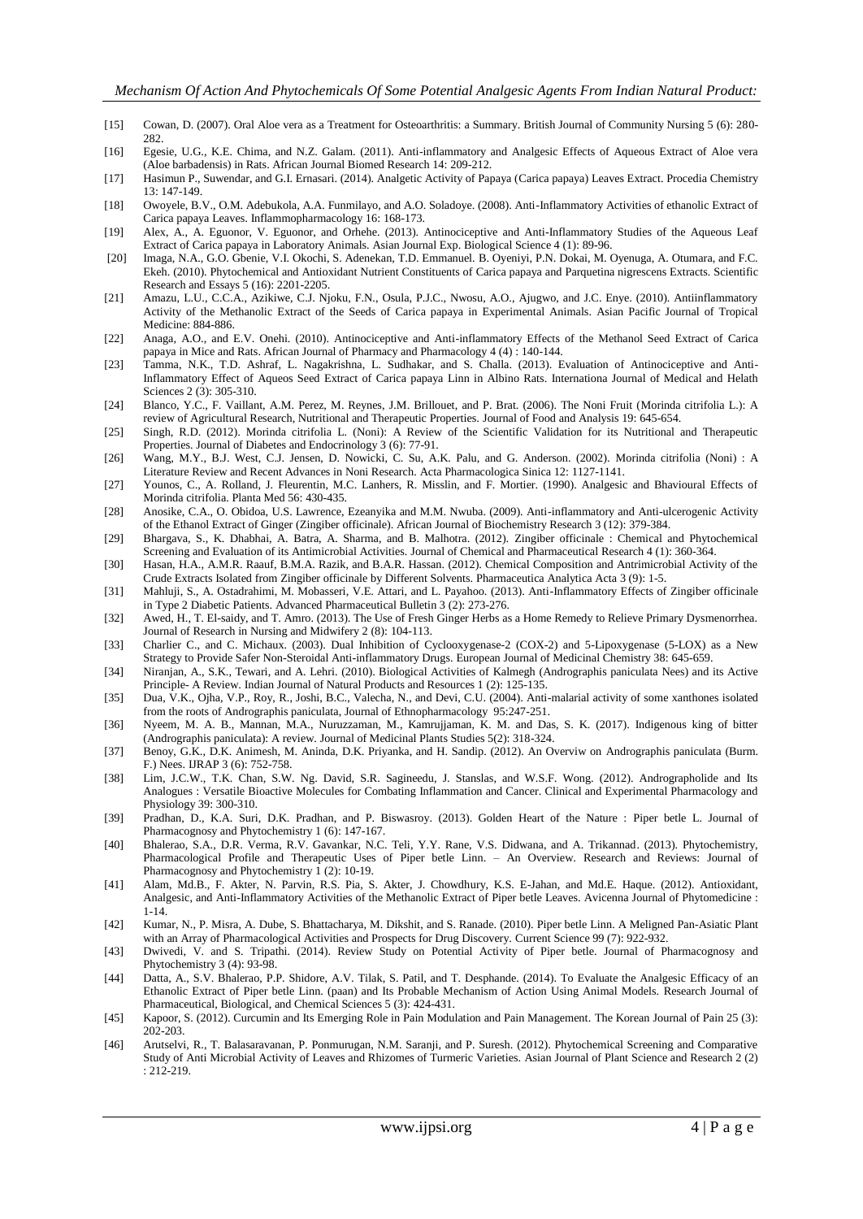[15] Cowan, D. (2007). Oral Aloe vera as a Treatment for Osteoarthritis: a Summary. British Journal of Community Nursing 5 (6): 280-282.

[16] Egesie, U.G., K.E. Chima, and N.Z. Galam. (2011). Anti-inflammatory and Analgesic Effects of Aqueous Extract of Aloe vera (Aloe barbadensis) in Rats. African Journal Biomed Research 14: 209-212.

[17] Hasimun P., Suwendar, and G.I. Ernasari. (2014). Analgetic Activity of Papaya (Carica papaya) Leaves Extract. Procedia Chemistry 13: 147-149.

[18] Owoyele, B.V., O.M. Adebukola, A.A. Funmilayo, and A.O. Soladoye. (2008). Anti-Inflammatory Activities of ethanolic Extract of Carica papaya Leaves. Inflammopharmacology 16: 168-173.

[19] Alex, A., A. Eguonor, V. Eguonor, and Orhehe. (2013). Antinociceptive and Anti-Inflammatory Studies of the Aqueous Leaf Extract of Carica papaya in Laboratory Animals. Asian Journal Exp. Biological Science 4 (1): 89-96.

[20] Imaga, N.A., G.O. Gbenie, V.I. Okochi, S. Adenekan, T.D. Emmanuel. B. Oyeniyi, P.N. Dokai, M. Oyenuga, A. Otumara, and F.C. Ekeh. (2010). Phytochemical and Antioxidant Nutrient Constituents of Carica papaya and Parquetina nigrescens Extracts. Scientific Research and Essays 5 (16): 2201-2205.

[21] Amazu, L.U., C.C.A., Azikiwe, C.J. Njoku, F.N., Osula, P.J.C., Nwosu, A.O., Ajugwo, and J.C. Enye. (2010). Antiinflammatory Activity of the Methanolic Extract of the Seeds of Carica papaya in Experimental Animals. Asian Pacific Journal of Tropical Medicine: 884-886.

[22] Anaga, A.O., and E.V. Onehi. (2010). Antinociceptive and Anti-inflammatory Effects of the Methanol Seed Extract of Carica papaya in Mice and Rats. African Journal of Pharmacy and Pharmacology 4 (4) : 140-144.

[23] Tamma, N.K., T.D. Ashraf, L. Nagakrishna, L. Sudhakar, and S. Challa. (2013). Evaluation of Antinociceptive and Anti-Inflammatory Effect of Aqueos Seed Extract of Carica papaya Linn in Albino Rats. Internationa Journal of Medical and Helath Sciences 2 (3): 305-310.

[24] Blanco, Y.C., F. Vaillant, A.M. Perez, M. Reynes, J.M. Brillouet, and P. Brat. (2006). The Noni Fruit (Morinda citrifolia L.): A review of Agricultural Research, Nutritional and Therapeutic Properties. Journal of Food and Analysis 19: 645-654.

[25] Singh, R.D. (2012). Morinda citrifolia L. (Noni): A Review of the Scientific Validation for its Nutritional and Therapeutic Properties. Journal of Diabetes and Endocrinology 3 (6): 77-91.

[26] Wang, M.Y., B.J. West, C.J. Jensen, D. Nowicki, C. Su, A.K. Palu, and G. Anderson. (2002). Morinda citrifolia (Noni) : A Literature Review and Recent Advances in Noni Research. Acta Pharmacologica Sinica 12: 1127-1141.

[27] Younos, C., A. Rolland, J. Fleurentin, M.C. Lanhers, R. Misslin, and F. Mortier. (1990). Analgesic and Bhavioural Effects of Morinda citrifolia. Planta Med 56: 430-435.

[28] Anosike, C.A., O. Obidoa, U.S. Lawrence, Ezeanyika and M.M. Nwuba. (2009). Anti-inflammatory and Anti-ulcerogenic Activity of the Ethanol Extract of Ginger (Zingiber officinale). African Journal of Biochemistry Research 3 (12): 379-384.

[29] Bhargava, S., K. Dhabhai, A. Batra, A. Sharma, and B. Malhotra. (2012). Zingiber officinale : Chemical and Phytochemical Screening and Evaluation of its Antimicrobial Activities. Journal of Chemical and Pharmaceutical Research 4 (1): 360-364.

[30] Hasan, H.A., A.M.R. Raauf, B.M.A. Razik, and B.A.R. Hassan. (2012). Chemical Composition and Antrimicrobial Activity of the Crude Extracts Isolated from Zingiber officinale by Different Solvents. Pharmaceutica Analytica Acta 3 (9): 1-5.

[31] Mahluji, S., A. Ostadrahimi, M. Mobasseri, V.E. Attari, and L. Payahoo. (2013). Anti-Inflammatory Effects of Zingiber officinale in Type 2 Diabetic Patients. Advanced Pharmaceutical Bulletin 3 (2): 273-276.

[32] Awed, H., T. El-saidy, and T. Amro. (2013). The Use of Fresh Ginger Herbs as a Home Remedy to Relieve Primary Dysmenorrhea. Journal of Research in Nursing and Midwifery 2 (8): 104-113.

[33] Charlier C., and C. Michaux. (2003). Dual Inhibition of Cyclooxygenase-2 (COX-2) and 5-Lipoxygenase (5-LOX) as a New Strategy to Provide Safer Non-Steroidal Anti-inflammatory Drugs. European Journal of Medicinal Chemistry 38: 645-659.

[34] Niranjan, A., S.K., Tewari, and A. Lehri. (2010). Biological Activities of Kalmegh (Andrographis paniculata Nees) and its Active Principle- A Review. Indian Journal of Natural Products and Resources 1 (2): 125-135.

[35] Dua, V.K., Ojha, V.P., Roy, R., Joshi, B.C., Valecha, N., and Devi, C.U. (2004). Anti-malarial activity of some xanthones isolated from the roots of Andrographis paniculata, Journal of Ethnopharmacology 95:247-251.

[36] Nyeem, M. A. B., Mannan, M.A., Nuruzzaman, M., Kamrujjaman, K. M. and Das, S. K. (2017). Indigenous king of bitter (Andrographis paniculata): A review. Journal of Medicinal Plants Studies 5(2): 318-324.

[37] Benoy, G.K., D.K. Animesh, M. Aninda, D.K. Priyanka, and H. Sandip. (2012). An Overviw on Andrographis paniculata (Burm. F.) Nees. IJRAP 3 (6): 752-758.

[38] Lim, J.C.W., T.K. Chan, S.W. Ng. David, S.R. Sagineedu, J. Stanslas, and W.S.F. Wong. (2012). Andrographolide and Its Analogues : Versatile Bioactive Molecules for Combating Inflammation and Cancer. Clinical and Experimental Pharmacology and Physiology 39: 300-310.

[39] Pradhan, D., K.A. Suri, D.K. Pradhan, and P. Biswasroy. (2013). Golden Heart of the Nature : Piper betle L. Journal of Pharmacognosy and Phytochemistry 1 (6): 147-167.

[40] Bhalerao, S.A., D.R. Verma, R.V. Gavankar, N.C. Teli, Y.Y. Rane, V.S. Didwana, and A. Trikannad. (2013). Phytochemistry, Pharmacological Profile and Therapeutic Uses of Piper betle Linn. – An Overview. Research and Reviews: Journal of Pharmacognosy and Phytochemistry 1 (2): 10-19.

[41] Alam, Md.B., F. Akter, N. Parvin, R.S. Pia, S. Akter, J. Chowdhury, K.S. E-Jahan, and Md.E. Haque. (2012). Antioxidant, Analgesic, and Anti-Inflammatory Activities of the Methanolic Extract of Piper betle Leaves. Avicenna Journal of Phytomedicine : 1-14.

[42] Kumar, N., P. Misra, A. Dube, S. Bhattacharya, M. Dikshit, and S. Ranade. (2010). Piper betle Linn. A Meligned Pan-Asiatic Plant with an Array of Pharmacological Activities and Prospects for Drug Discovery. Current Science 99 (7): 922-932.

[43] Dwivedi, V. and S. Tripathi. (2014). Review Study on Potential Activity of Piper betle. Journal of Pharmacognosy and Phytochemistry 3 (4): 93-98.

[44] Datta, A., S.V. Bhalerao, P.P. Shidore, A.V. Tilak, S. Patil, and T. Desphande. (2014). To Evaluate the Analgesic Efficacy of an Ethanolic Extract of Piper betle Linn. (paan) and Its Probable Mechanism of Action Using Animal Models. Research Journal of Pharmaceutical, Biological, and Chemical Sciences 5 (3): 424-431.

[45] Kapoor, S. (2012). Curcumin and Its Emerging Role in Pain Modulation and Pain Management. The Korean Journal of Pain 25 (3): 202-203.

[46] Arutselvi, R., T. Balasaravanan, P. Ponmurugan, N.M. Saranji, and P. Suresh. (2012). Phytochemical Screening and Comparative Study of Anti Microbial Activity of Leaves and Rhizomes of Turmeric Varieties. Asian Journal of Plant Science and Research 2 (2) : 212-219.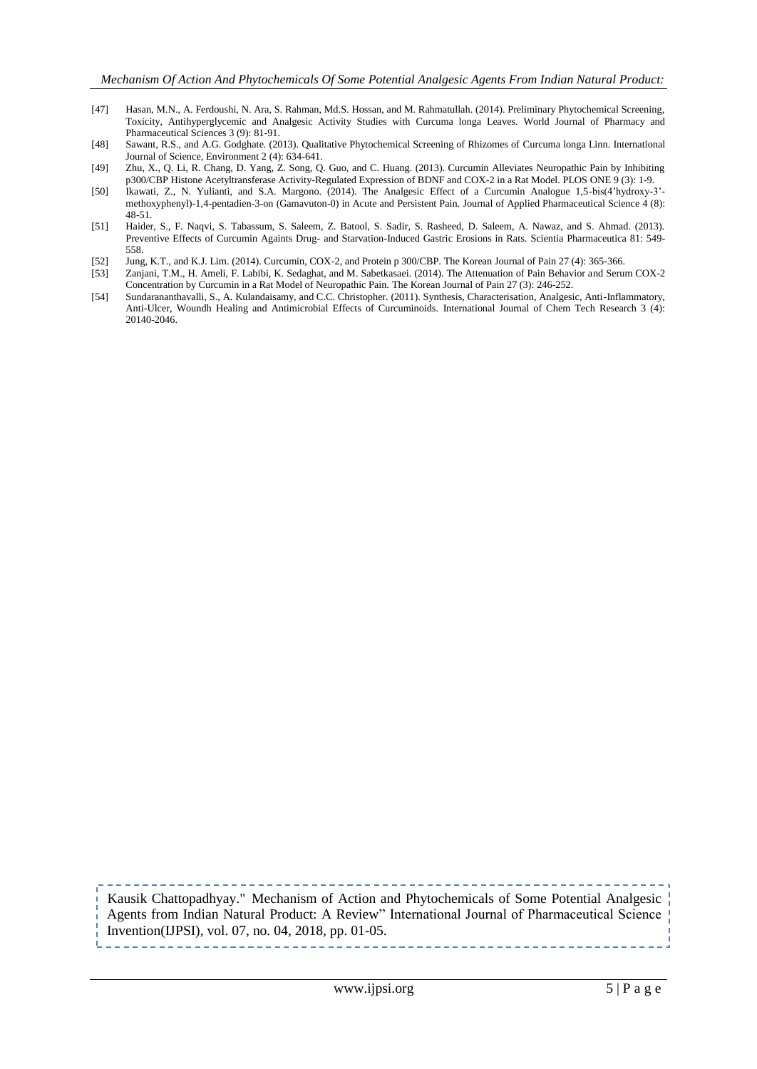[47] Hasan, M.N., A. Ferdoushi, N. Ara, S. Rahman, Md.S. Hossan, and M. Rahmatullah. (2014). Preliminary Phytochemical Screening, Toxicity, Antihyperglycemic and Analgesic Activity Studies with Curcuma longa Leaves. World Journal of Pharmacy and Pharmaceutical Sciences 3 (9): 81-91.

[48] Sawant, R.S., and A.G. Godghate. (2013). Qualitative Phytochemical Screening of Rhizomes of Curcuma longa Linn. International Journal of Science, Environment 2 (4): 634-641.

[49] Zhu, X., Q. Li, R. Chang, D. Yang, Z. Song, Q. Guo, and C. Huang. (2013). Curcumin Alleviates Neuropathic Pain by Inhibiting p300/CBP Histone Acetyltransferase Activity-Regulated Expression of BDNF and COX-2 in a Rat Model. PLOS ONE 9 (3): 1-9.

[50] Ikawati, Z., N. Yulianti, and S.A. Margono. (2014). The Analgesic Effect of a Curcumin Analogue 1,5-bis(4'hydroxy-3'-methoxyphenyl)-1,4-pentadien-3-on (Gamavuton-0) in Acute and Persistent Pain. Journal of Applied Pharmaceutical Science 4 (8): 48-51.

[51] Haider, S., F. Naqvi, S. Tabassum, S. Saleem, Z. Batool, S. Sadir, S. Rasheed, D. Saleem, A. Nawaz, and S. Ahmad. (2013). Preventive Effects of Curcumin Againts Drug- and Starvation-Induced Gastric Erosions in Rats. Scientia Pharmaceutica 81: 549-558.

[52] Jung, K.T., and K.J. Lim. (2014). Curcumin, COX-2, and Protein p 300/CBP. The Korean Journal of Pain 27 (4): 365-366.

[53] Zanjani, T.M., H. Ameli, F. Labibi, K. Sedaghat, and M. Sabetkasaei. (2014). The Attenuation of Pain Behavior and Serum COX-2 Concentration by Curcumin in a Rat Model of Neuropathic Pain. The Korean Journal of Pain 27 (3): 246-252.

[54] Sundarananthavalli, S., A. Kulandaisamy, and C.C. Christopher. (2011). Synthesis, Characterisation, Analgesic, Anti-Inflammatory, Anti-Ulcer, Woundh Healing and Antimicrobial Effects of Curcuminoids. International Journal of Chem Tech Research 3 (4): 20140-2046.

Kausik Chattopadhyay." Mechanism of Action and Phytochemicals of Some Potential Analgesic Agents from Indian Natural Product: A Review" International Journal of Pharmaceutical Science Invention(IJPSI), vol. 07, no. 04, 2018, pp. 01-05.